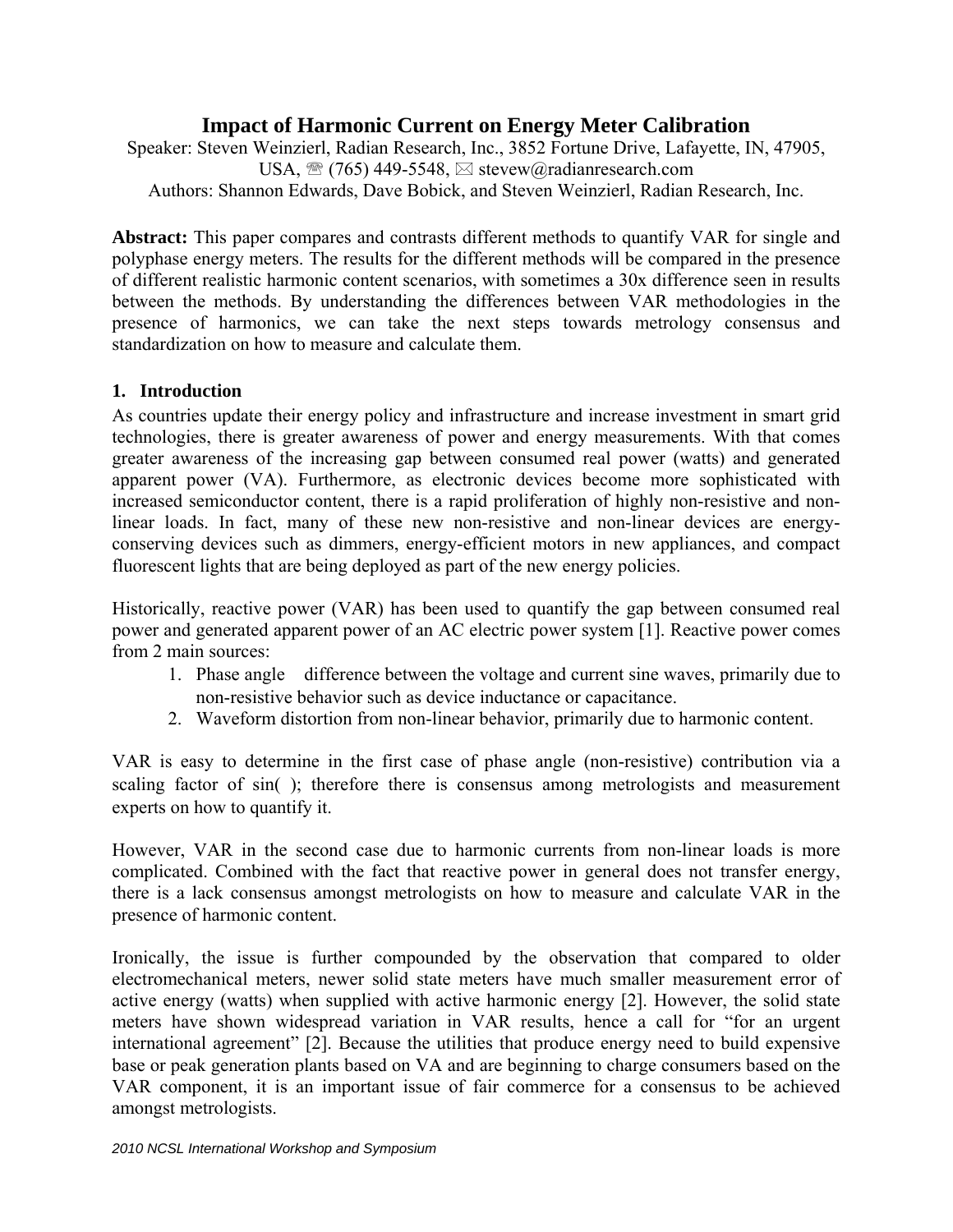# Impact of Harmonic Current on Energy Meter Calibration

Speaker: Steven Weinzierl, Radian Research, Inc., 3852 Fortune Drive, Lafayette, IN, 47905, USA, ☏ (765) 449-5548, ✉ stevew@radianresearch.com

Authors: Shannon Edwards, Dave Bobick, and Steven Weinzierl, Radian Research, Inc.

**Abstract:** This paper compares and contrasts different methods to quantify VAR for single and polyphase energy meters. The results for the different methods will be compared in the presence of different realistic harmonic content scenarios, with sometimes a 30x difference seen in results between the methods. By understanding the differences between VAR methodologies in the presence of harmonics, we can take the next steps towards metrology consensus and standardization on how to measure and calculate them.

## 1. Introduction

As countries update their energy policy and infrastructure and increase investment in smart grid technologies, there is greater awareness of power and energy measurements. With that comes greater awareness of the increasing gap between consumed real power (watts) and generated apparent power (VA). Furthermore, as electronic devices become more sophisticated with increased semiconductor content, there is a rapid proliferation of highly non-resistive and non-linear loads. In fact, many of these new non-resistive and non-linear devices are energy-conserving devices such as dimmers, energy-efficient motors in new appliances, and compact fluorescent lights that are being deployed as part of the new energy policies.

Historically, reactive power (VAR) has been used to quantify the gap between consumed real power and generated apparent power of an AC electric power system [1]. Reactive power comes from 2 main sources:

1. Phase angle difference between the voltage and current sine waves, primarily due to non-resistive behavior such as device inductance or capacitance.
2. Waveform distortion from non-linear behavior, primarily due to harmonic content.

VAR is easy to determine in the first case of phase angle (non-resistive) contribution via a scaling factor of sin( ); therefore there is consensus among metrologists and measurement experts on how to quantify it.

However, VAR in the second case due to harmonic currents from non-linear loads is more complicated. Combined with the fact that reactive power in general does not transfer energy, there is a lack consensus amongst metrologists on how to measure and calculate VAR in the presence of harmonic content.

Ironically, the issue is further compounded by the observation that compared to older electromechanical meters, newer solid state meters have much smaller measurement error of active energy (watts) when supplied with active harmonic energy [2]. However, the solid state meters have shown widespread variation in VAR results, hence a call for "for an urgent international agreement" [2]. Because the utilities that produce energy need to build expensive base or peak generation plants based on VA and are beginning to charge consumers based on the VAR component, it is an important issue of fair commerce for a consensus to be achieved amongst metrologists.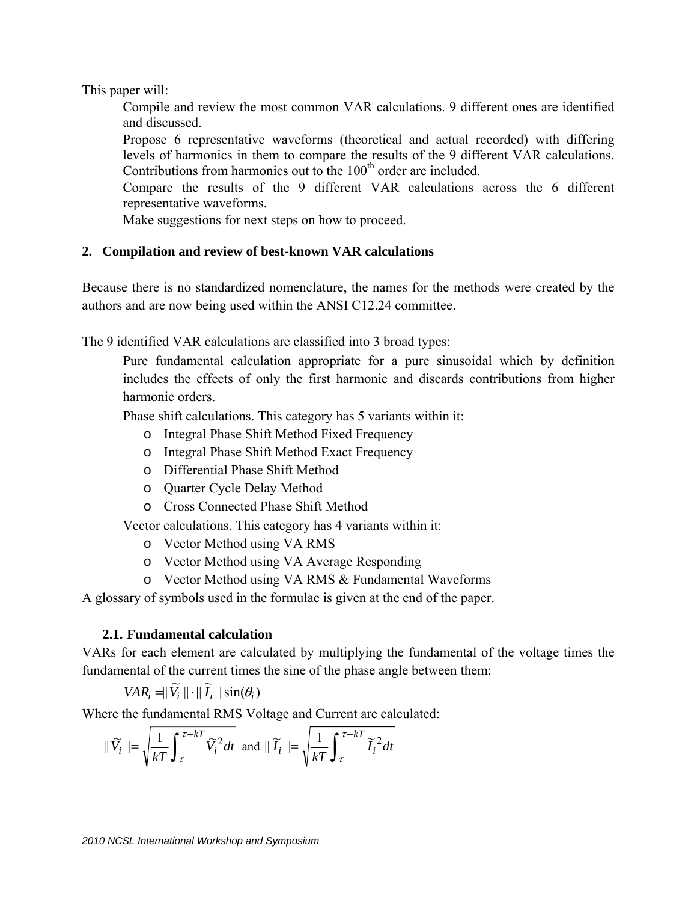This paper will:

- Compile and review the most common VAR calculations. 9 different ones are identified and discussed.
- Propose 6 representative waveforms (theoretical and actual recorded) with differing levels of harmonics in them to compare the results of the 9 different VAR calculations. Contributions from harmonics out to the 100th order are included.
- Compare the results of the 9 different VAR calculations across the 6 different representative waveforms.
- Make suggestions for next steps on how to proceed.

## 2. Compilation and review of best-known VAR calculations

Because there is no standardized nomenclature, the names for the methods were created by the authors and are now being used within the ANSI C12.24 committee.

The 9 identified VAR calculations are classified into 3 broad types:

- Pure fundamental calculation appropriate for a pure sinusoidal which by definition includes the effects of only the first harmonic and discards contributions from higher harmonic orders.
- Phase shift calculations. This category has 5 variants within it:
  - Integral Phase Shift Method Fixed Frequency
  - Integral Phase Shift Method Exact Frequency
  - Differential Phase Shift Method
  - Quarter Cycle Delay Method
  - Cross Connected Phase Shift Method
- Vector calculations. This category has 4 variants within it:
  - Vector Method using VA RMS
  - Vector Method using VA Average Responding
  - Vector Method using VA RMS & Fundamental Waveforms

A glossary of symbols used in the formulae is given at the end of the paper.

### 2.1. Fundamental calculation

VARs for each element are calculated by multiplying the fundamental of the voltage times the fundamental of the current times the sine of the phase angle between them:

$$VAR_i = \| \widetilde{V}_i \| \cdot \| \widetilde{I}_i \| \sin(\theta_i)$$

Where the fundamental RMS Voltage and Current are calculated:

$$\| \widetilde{V}_i \| = \sqrt{\frac{1}{kT} \int_{\tau}^{\tau+kT} \widetilde{V}_i^{\,2} dt} \quad \text{and} \quad \| \widetilde{I}_i \| = \sqrt{\frac{1}{kT} \int_{\tau}^{\tau+kT} \widetilde{I}_i^{\,2} dt}$$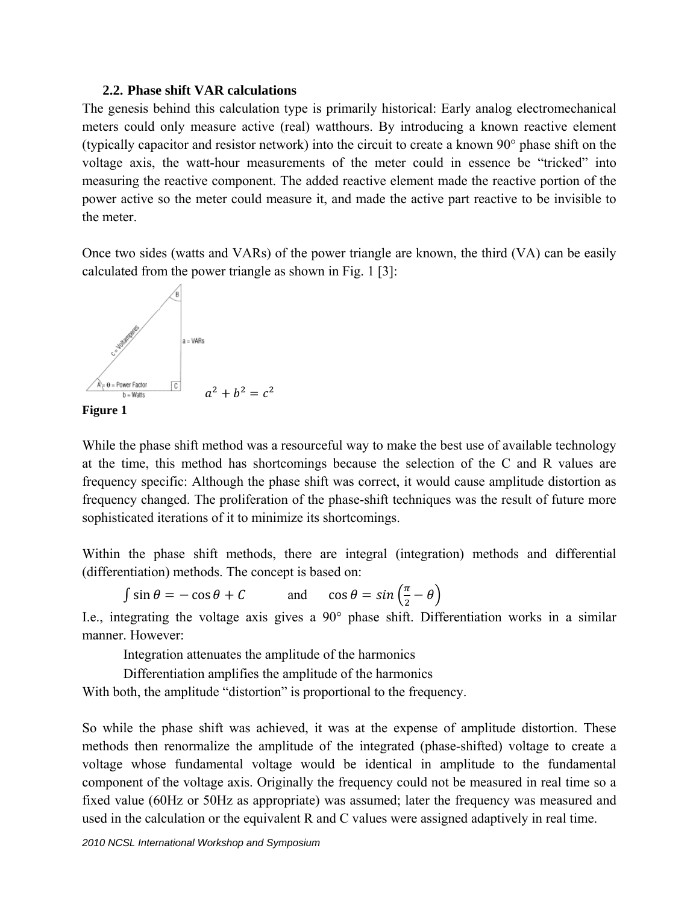### 2.2. Phase shift VAR calculations

The genesis behind this calculation type is primarily historical: Early analog electromechanical meters could only measure active (real) watthours. By introducing a known reactive element (typically capacitor and resistor network) into the circuit to create a known 90° phase shift on the voltage axis, the watt-hour measurements of the meter could in essence be "tricked" into measuring the reactive component. The added reactive element made the reactive portion of the power active so the meter could measure it, and made the active part reactive to be invisible to the meter.

Once two sides (watts and VARs) of the power triangle are known, the third (VA) can be easily calculated from the power triangle as shown in Fig. 1 [3]:

$$a^2 + b^2 = c^2$$

**Figure 1**

While the phase shift method was a resourceful way to make the best use of available technology at the time, this method has shortcomings because the selection of the C and R values are frequency specific: Although the phase shift was correct, it would cause amplitude distortion as frequency changed. The proliferation of the phase-shift techniques was the result of future more sophisticated iterations of it to minimize its shortcomings.

Within the phase shift methods, there are integral (integration) methods and differential (differentiation) methods. The concept is based on:

$$\int \sin\theta = -\cos\theta + C \qquad \text{and} \qquad \cos\theta = \sin\left(\frac{\pi}{2} - \theta\right)$$

I.e., integrating the voltage axis gives a 90° phase shift. Differentiation works in a similar manner. However:

Integration attenuates the amplitude of the harmonics

Differentiation amplifies the amplitude of the harmonics

With both, the amplitude "distortion" is proportional to the frequency.

So while the phase shift was achieved, it was at the expense of amplitude distortion. These methods then renormalize the amplitude of the integrated (phase-shifted) voltage to create a voltage whose fundamental voltage would be identical in amplitude to the fundamental component of the voltage axis. Originally the frequency could not be measured in real time so a fixed value (60Hz or 50Hz as appropriate) was assumed; later the frequency was measured and used in the calculation or the equivalent R and C values were assigned adaptively in real time.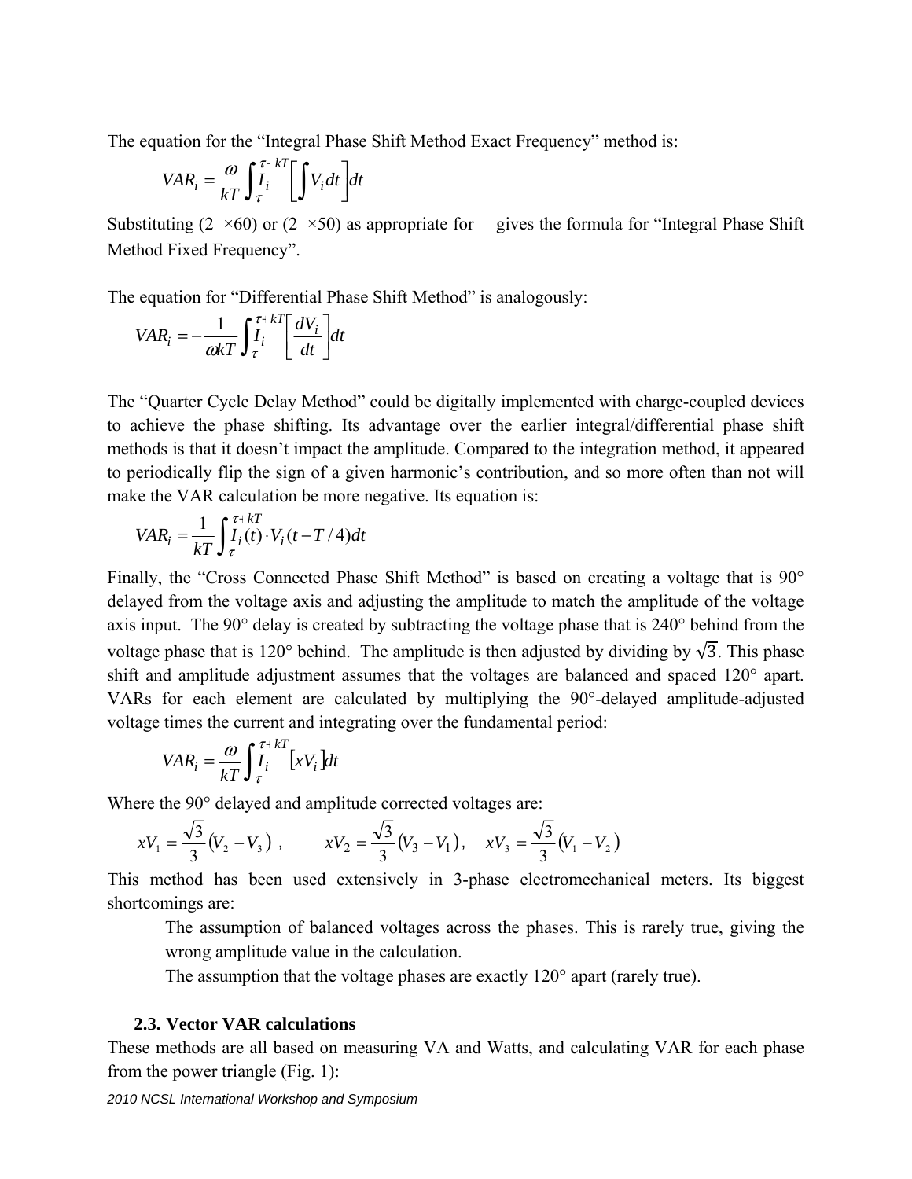The equation for the "Integral Phase Shift Method Exact Frequency" method is:

$$VAR_i = \frac{\omega}{kT}\int_{\tau}^{\tau+kT} I_i \left[\int V_i dt\right] dt$$

Substituting (2  ×60) or (2  ×50) as appropriate for    gives the formula for "Integral Phase Shift Method Fixed Frequency".

The equation for "Differential Phase Shift Method" is analogously:

$$VAR_i = -\frac{1}{\omega kT}\int_{\tau}^{\tau+kT} I_i \left[\frac{dV_i}{dt}\right] dt$$

The "Quarter Cycle Delay Method" could be digitally implemented with charge-coupled devices to achieve the phase shifting. Its advantage over the earlier integral/differential phase shift methods is that it doesn't impact the amplitude. Compared to the integration method, it appeared to periodically flip the sign of a given harmonic's contribution, and so more often than not will make the VAR calculation be more negative. Its equation is:

$$VAR_i = \frac{1}{kT}\int_{\tau}^{\tau+kT} I_i(t) \cdot V_i(t - T/4) dt$$

Finally, the "Cross Connected Phase Shift Method" is based on creating a voltage that is 90° delayed from the voltage axis and adjusting the amplitude to match the amplitude of the voltage axis input. The 90° delay is created by subtracting the voltage phase that is 240° behind from the voltage phase that is 120° behind. The amplitude is then adjusted by dividing by $\sqrt{3}$. This phase shift and amplitude adjustment assumes that the voltages are balanced and spaced 120° apart. VARs for each element are calculated by multiplying the 90°-delayed amplitude-adjusted voltage times the current and integrating over the fundamental period:

$$VAR_i = \frac{\omega}{kT}\int_{\tau}^{\tau+kT} I_i \left[xV_i\right] dt$$

Where the 90° delayed and amplitude corrected voltages are:

$$xV_1 = \frac{\sqrt{3}}{3}(V_2 - V_3), \qquad xV_2 = \frac{\sqrt{3}}{3}(V_3 - V_1), \quad xV_3 = \frac{\sqrt{3}}{3}(V_1 - V_2)$$

This method has been used extensively in 3-phase electromechanical meters. Its biggest shortcomings are:

- The assumption of balanced voltages across the phases. This is rarely true, giving the wrong amplitude value in the calculation.
- The assumption that the voltage phases are exactly 120° apart (rarely true).

### 2.3. Vector VAR calculations

These methods are all based on measuring VA and Watts, and calculating VAR for each phase from the power triangle (Fig. 1):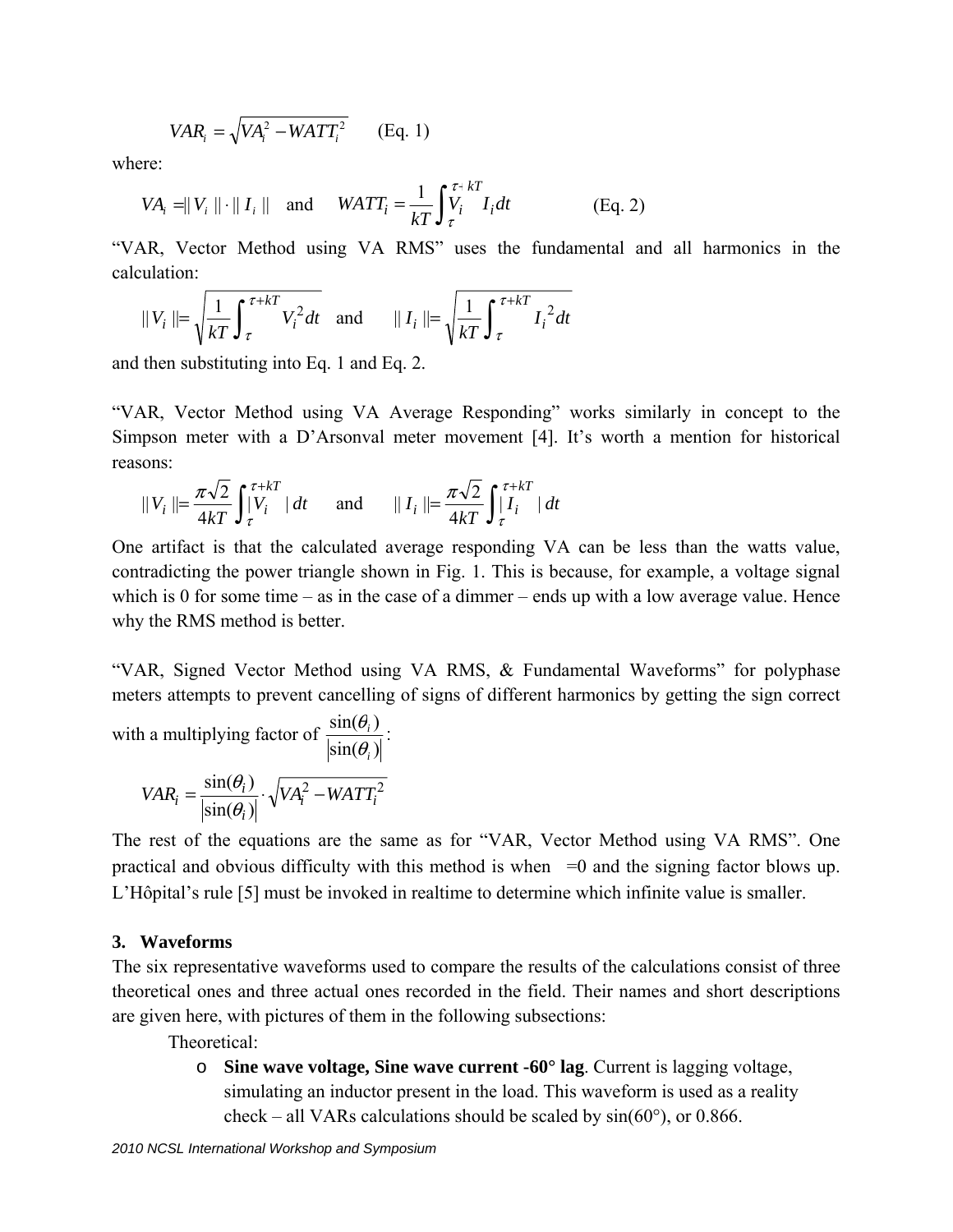$$VAR_i = \sqrt{VA_i^2 - WATT_i^2} \qquad \text{(Eq. 1)}$$

where:

$$VA_i = \| V_i \| \cdot \| I_i \| \quad \text{and} \quad WATT_i = \frac{1}{kT}\int_{\tau}^{\tau+kT} V_i \quad I_i dt \qquad \text{(Eq. 2)}$$

"VAR, Vector Method using VA RMS" uses the fundamental and all harmonics in the calculation:

$$\| V_i \| = \sqrt{\frac{1}{kT}\int_{\tau}^{\tau+kT} V_i^2 dt} \quad \text{and} \quad \| I_i \| = \sqrt{\frac{1}{kT}\int_{\tau}^{\tau+kT} I_i^2 dt}$$

and then substituting into Eq. 1 and Eq. 2.

"VAR, Vector Method using VA Average Responding" works similarly in concept to the Simpson meter with a D'Arsonval meter movement [4]. It's worth a mention for historical reasons:

$$\| V_i \| = \frac{\pi\sqrt{2}}{4kT}\int_{\tau}^{\tau+kT} | V_i \quad | dt \quad \text{and} \quad \| I_i \| = \frac{\pi\sqrt{2}}{4kT}\int_{\tau}^{\tau+kT} | I_i \quad | dt$$

One artifact is that the calculated average responding VA can be less than the watts value, contradicting the power triangle shown in Fig. 1. This is because, for example, a voltage signal which is 0 for some time – as in the case of a dimmer – ends up with a low average value. Hence why the RMS method is better.

"VAR, Signed Vector Method using VA RMS, & Fundamental Waveforms" for polyphase meters attempts to prevent cancelling of signs of different harmonics by getting the sign correct with a multiplying factor of $\frac{\sin(\theta_i)}{|\sin(\theta_i)|}$:

$$VAR_i = \frac{\sin(\theta_i)}{|\sin(\theta_i)|} \cdot \sqrt{VA_i^2 - WATT_i^2}$$

The rest of the equations are the same as for "VAR, Vector Method using VA RMS". One practical and obvious difficulty with this method is when =0 and the signing factor blows up. L'Hôpital's rule [5] must be invoked in realtime to determine which infinite value is smaller.

## 3. Waveforms

The six representative waveforms used to compare the results of the calculations consist of three theoretical ones and three actual ones recorded in the field. Their names and short descriptions are given here, with pictures of them in the following subsections:

Theoretical:

- **Sine wave voltage, Sine wave current -60° lag**. Current is lagging voltage, simulating an inductor present in the load. This waveform is used as a reality check – all VARs calculations should be scaled by sin(60°), or 0.866.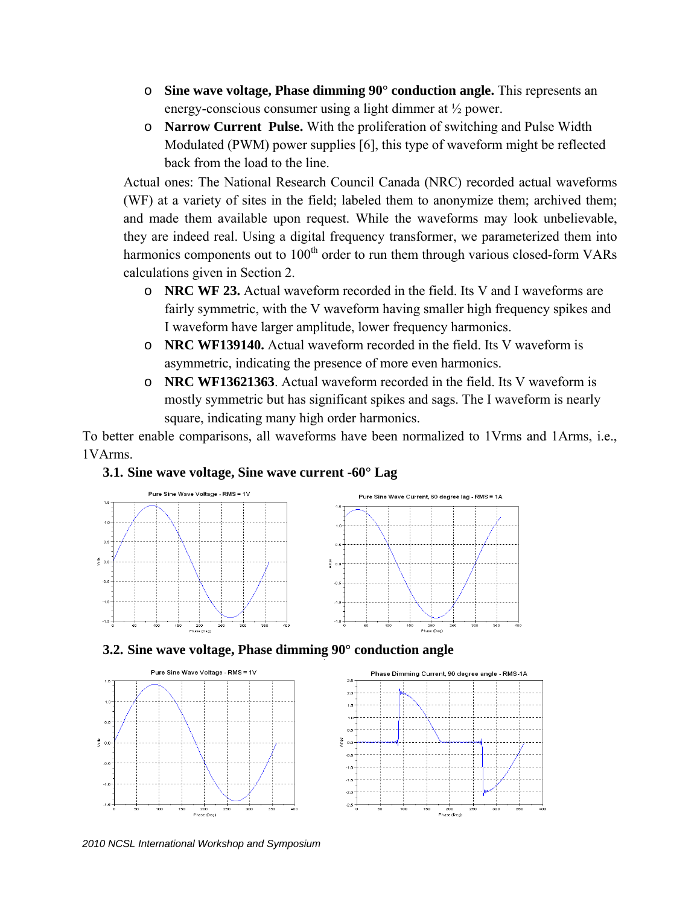- **Sine wave voltage, Phase dimming 90° conduction angle.** This represents an energy-conscious consumer using a light dimmer at ½ power.
- **Narrow Current Pulse.** With the proliferation of switching and Pulse Width Modulated (PWM) power supplies [6], this type of waveform might be reflected back from the load to the line.

Actual ones: The National Research Council Canada (NRC) recorded actual waveforms (WF) at a variety of sites in the field; labeled them to anonymize them; archived them; and made them available upon request. While the waveforms may look unbelievable, they are indeed real. Using a digital frequency transformer, we parameterized them into harmonics components out to 100th order to run them through various closed-form VARs calculations given in Section 2.

- **NRC WF 23.** Actual waveform recorded in the field. Its V and I waveforms are fairly symmetric, with the V waveform having smaller high frequency spikes and I waveform have larger amplitude, lower frequency harmonics.
- **NRC WF139140.** Actual waveform recorded in the field. Its V waveform is asymmetric, indicating the presence of more even harmonics.
- **NRC WF13621363**. Actual waveform recorded in the field. Its V waveform is mostly symmetric but has significant spikes and sags. The I waveform is nearly square, indicating many high order harmonics.

To better enable comparisons, all waveforms have been normalized to 1Vrms and 1Arms, i.e., 1VArms.

### 3.1. Sine wave voltage, Sine wave current -60° Lag

Pure Sine Wave Voltage - RMS = 1V

Pure Sine Wave Current, 60 degree lag - RMS = 1A

### 3.2. Sine wave voltage, Phase dimming 90° conduction angle

Pure Sine Wave Voltage - RMS = 1V

Phase Dimming Current, 90 degree angle - RMS-1A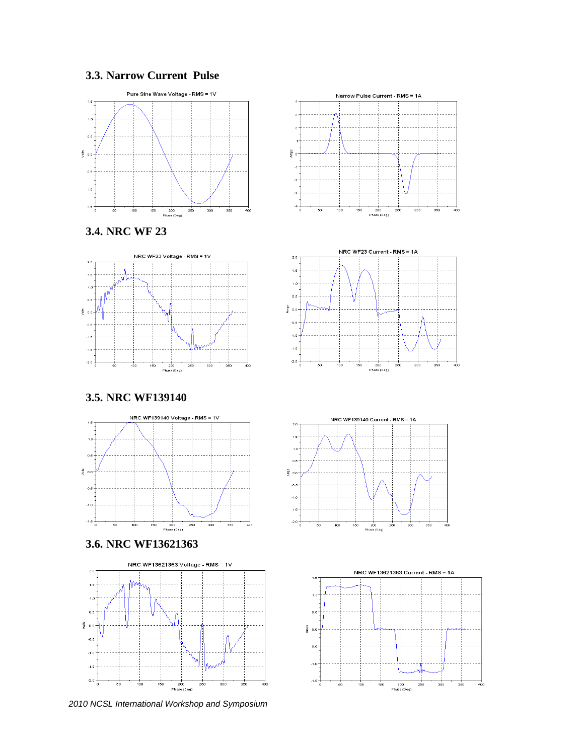### 3.3. Narrow Current Pulse

### 3.4. NRC WF 23

### 3.5. NRC WF139140

### 3.6. NRC WF13621363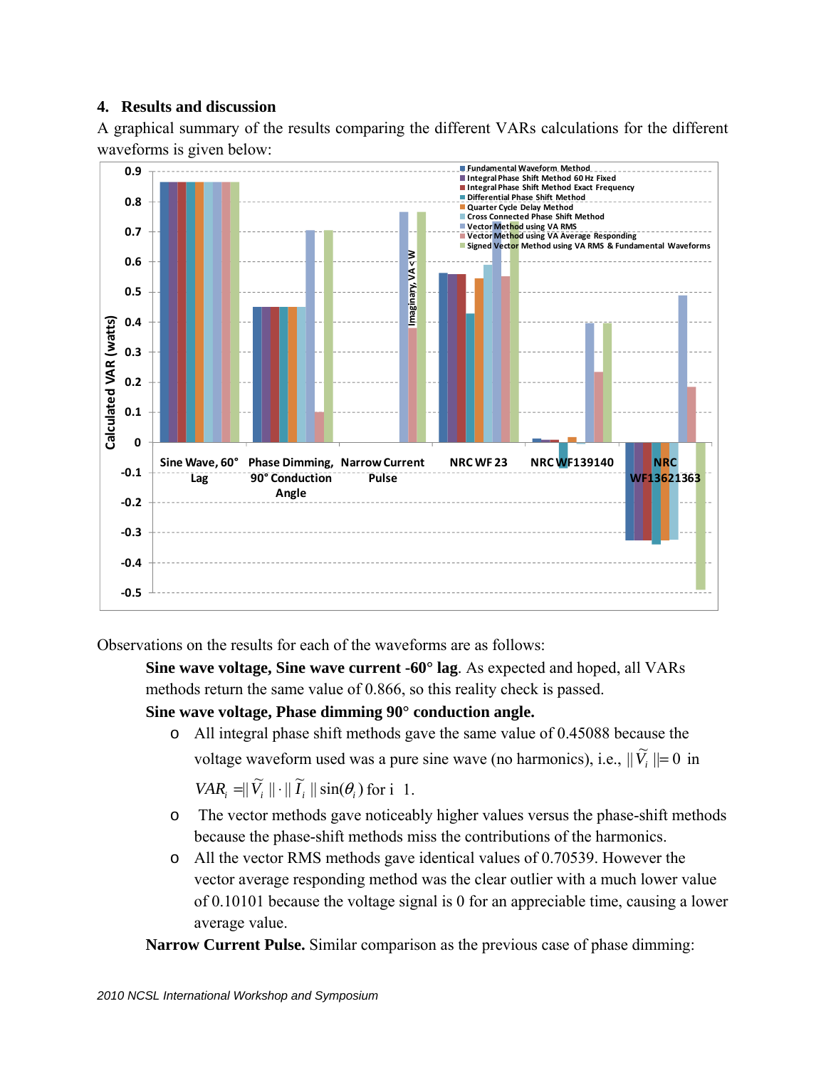## 4. Results and discussion

A graphical summary of the results comparing the different VARs calculations for the different waveforms is given below:

Observations on the results for each of the waveforms are as follows:

**Sine wave voltage, Sine wave current -60° lag**. As expected and hoped, all VARs methods return the same value of 0.866, so this reality check is passed.

**Sine wave voltage, Phase dimming 90° conduction angle.**

- All integral phase shift methods gave the same value of 0.45088 because the voltage waveform used was a pure sine wave (no harmonics), i.e., $\|\widetilde{V}_i\| = 0$ in $VAR_i = \|\widetilde{V}_i\| \cdot \|\widetilde{I}_i\| \sin(\theta_i)$ for i 1.
- The vector methods gave noticeably higher values versus the phase-shift methods because the phase-shift methods miss the contributions of the harmonics.
- All the vector RMS methods gave identical values of 0.70539. However the vector average responding method was the clear outlier with a much lower value of 0.10101 because the voltage signal is 0 for an appreciable time, causing a lower average value.

**Narrow Current Pulse.** Similar comparison as the previous case of phase dimming: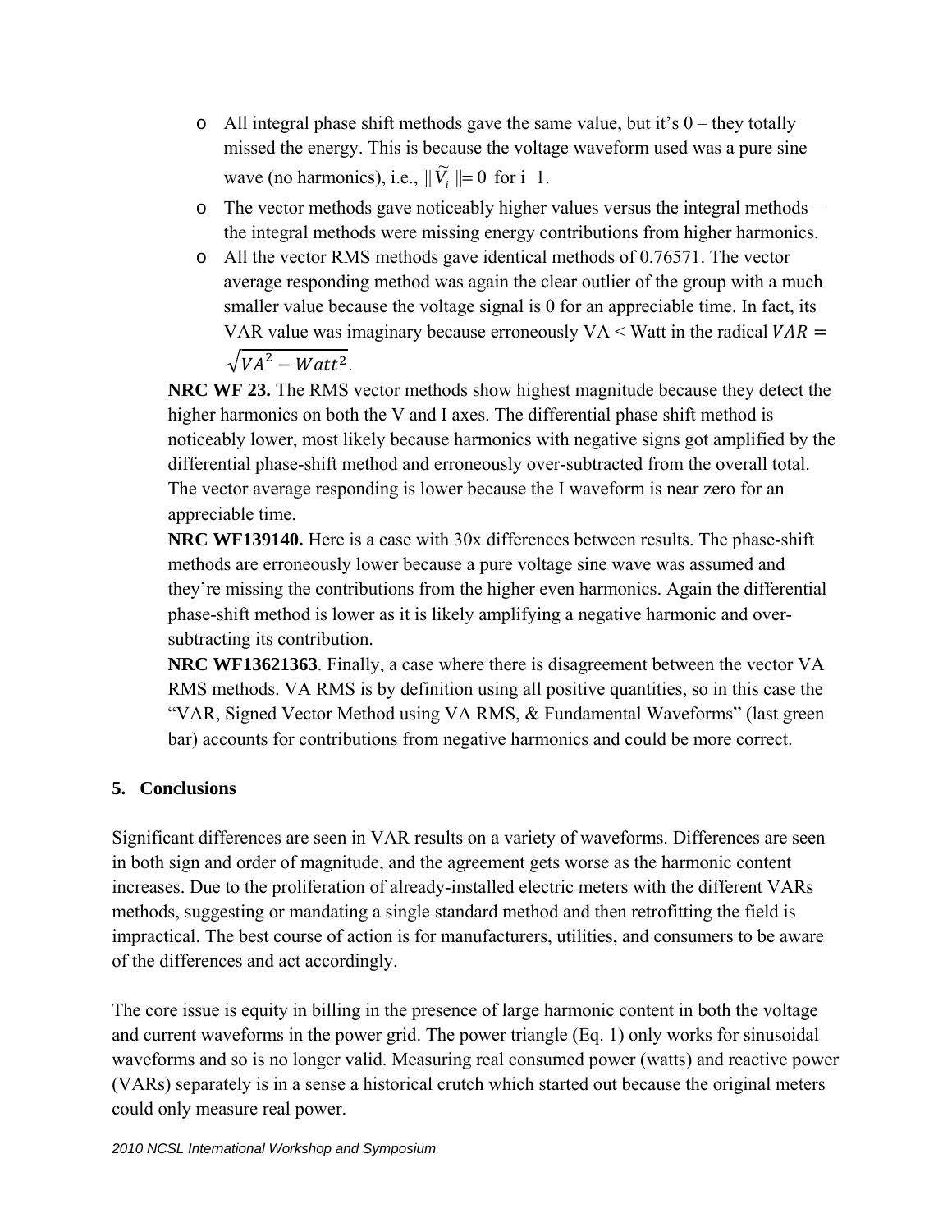- All integral phase shift methods gave the same value, but it's 0 – they totally missed the energy. This is because the voltage waveform used was a pure sine wave (no harmonics), i.e., $\| \widetilde{V}_i \| = 0$ for i 1.
- The vector methods gave noticeably higher values versus the integral methods – the integral methods were missing energy contributions from higher harmonics.
- All the vector RMS methods gave identical methods of 0.76571. The vector average responding method was again the clear outlier of the group with a much smaller value because the voltage signal is 0 for an appreciable time. In fact, its VAR value was imaginary because erroneously VA < Watt in the radical $VAR = \sqrt{VA^2 - Watt^2}$.

**NRC WF 23.** The RMS vector methods show highest magnitude because they detect the higher harmonics on both the V and I axes. The differential phase shift method is noticeably lower, most likely because harmonics with negative signs got amplified by the differential phase-shift method and erroneously over-subtracted from the overall total. The vector average responding is lower because the I waveform is near zero for an appreciable time.

**NRC WF139140.** Here is a case with 30x differences between results. The phase-shift methods are erroneously lower because a pure voltage sine wave was assumed and they're missing the contributions from the higher even harmonics. Again the differential phase-shift method is lower as it is likely amplifying a negative harmonic and over-subtracting its contribution.

**NRC WF13621363**. Finally, a case where there is disagreement between the vector VA RMS methods. VA RMS is by definition using all positive quantities, so in this case the "VAR, Signed Vector Method using VA RMS, & Fundamental Waveforms" (last green bar) accounts for contributions from negative harmonics and could be more correct.

## 5. Conclusions

Significant differences are seen in VAR results on a variety of waveforms. Differences are seen in both sign and order of magnitude, and the agreement gets worse as the harmonic content increases. Due to the proliferation of already-installed electric meters with the different VARs methods, suggesting or mandating a single standard method and then retrofitting the field is impractical. The best course of action is for manufacturers, utilities, and consumers to be aware of the differences and act accordingly.

The core issue is equity in billing in the presence of large harmonic content in both the voltage and current waveforms in the power grid. The power triangle (Eq. 1) only works for sinusoidal waveforms and so is no longer valid. Measuring real consumed power (watts) and reactive power (VARs) separately is in a sense a historical crutch which started out because the original meters could only measure real power.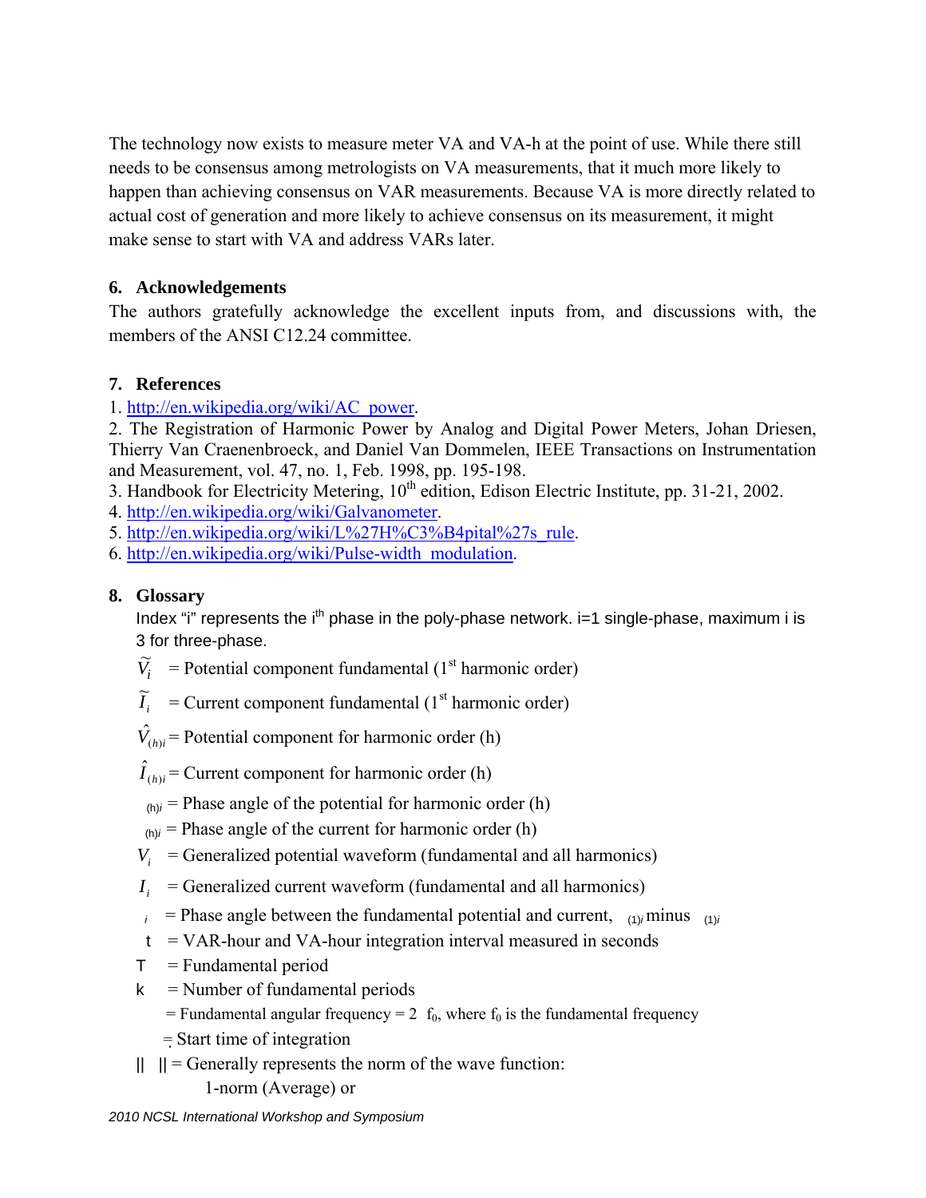The technology now exists to measure meter VA and VA-h at the point of use. While there still needs to be consensus among metrologists on VA measurements, that it much more likely to happen than achieving consensus on VAR measurements. Because VA is more directly related to actual cost of generation and more likely to achieve consensus on its measurement, it might make sense to start with VA and address VARs later.

## 6. Acknowledgements

The authors gratefully acknowledge the excellent inputs from, and discussions with, the members of the ANSI C12.24 committee.

## 7. References

1. http://en.wikipedia.org/wiki/AC_power.
2. The Registration of Harmonic Power by Analog and Digital Power Meters, Johan Driesen, Thierry Van Craenenbroeck, and Daniel Van Dommelen, IEEE Transactions on Instrumentation and Measurement, vol. 47, no. 1, Feb. 1998, pp. 195-198.
3. Handbook for Electricity Metering, 10th edition, Edison Electric Institute, pp. 31-21, 2002.
4. http://en.wikipedia.org/wiki/Galvanometer.
5. http://en.wikipedia.org/wiki/L%27H%C3%B4pital%27s_rule.
6. http://en.wikipedia.org/wiki/Pulse-width_modulation.

## 8. Glossary

Index "i" represents the ith phase in the poly-phase network. i=1 single-phase, maximum i is 3 for three-phase.

- $\tilde{V}_i$ = Potential component fundamental (1st harmonic order)
- $\tilde{I}_i$ = Current component fundamental (1st harmonic order)
- $\hat{V}_{(h)i}$ = Potential component for harmonic order (h)
- $\hat{I}_{(h)i}$ = Current component for harmonic order (h)
- $\theta_{(h)i}$ = Phase angle of the potential for harmonic order (h)
- $\delta_{(h)i}$ = Phase angle of the current for harmonic order (h)
- $V_i$ = Generalized potential waveform (fundamental and all harmonics)
- $I_i$ = Generalized current waveform (fundamental and all harmonics)
- $\phi_i$ = Phase angle between the fundamental potential and current, $\theta_{(1)i}$ minus $\delta_{(1)i}$
- $\Delta t$ = VAR-hour and VA-hour integration interval measured in seconds
- $T$ = Fundamental period
- $k$ = Number of fundamental periods
- $\omega$ = Fundamental angular frequency = $2\pi f_0$, where $f_0$ is the fundamental frequency
- $\tau$ = Start time of integration
- $\| \ \|$ = Generally represents the norm of the wave function:

  1-norm (Average) or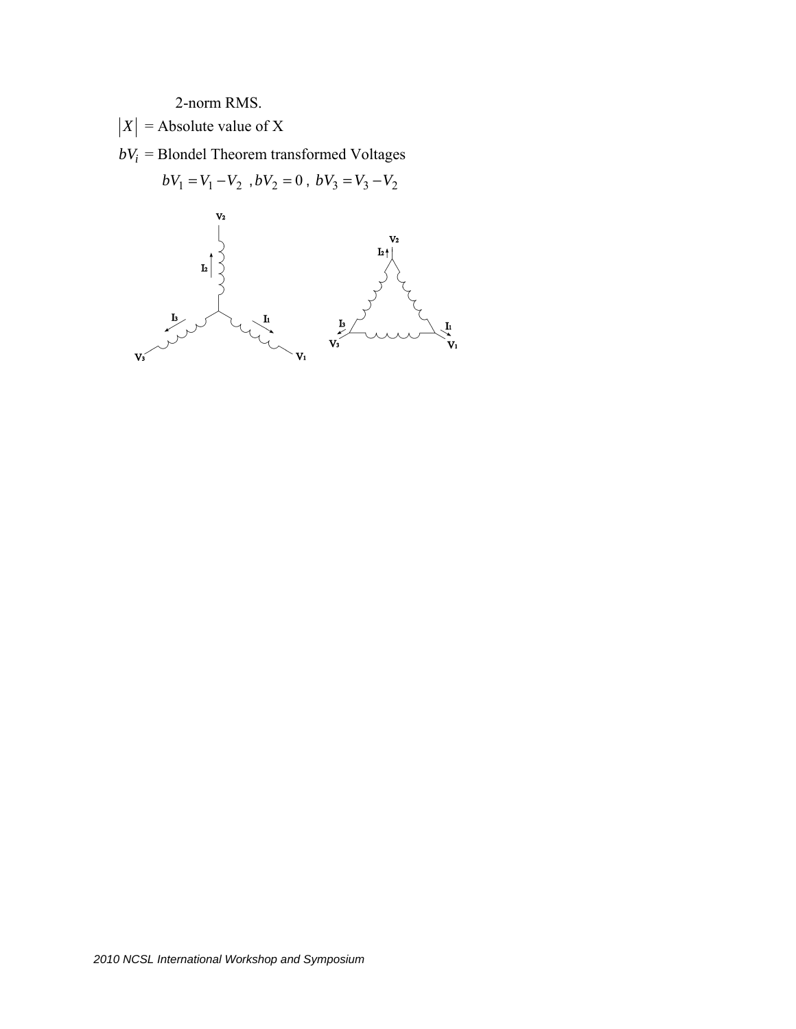2-norm RMS.

$\left| X \right|$ = Absolute value of X

$bV_i$ = Blondel Theorem transformed Voltages

$$bV_1 = V_1 - V_2 \ , bV_2 = 0 \ , \ bV_3 = V_3 - V_2$$

V₂

I₂

I₃

I₁

V₃

V₁

V₂

I₂

I₃

I₁

V₃

V₁